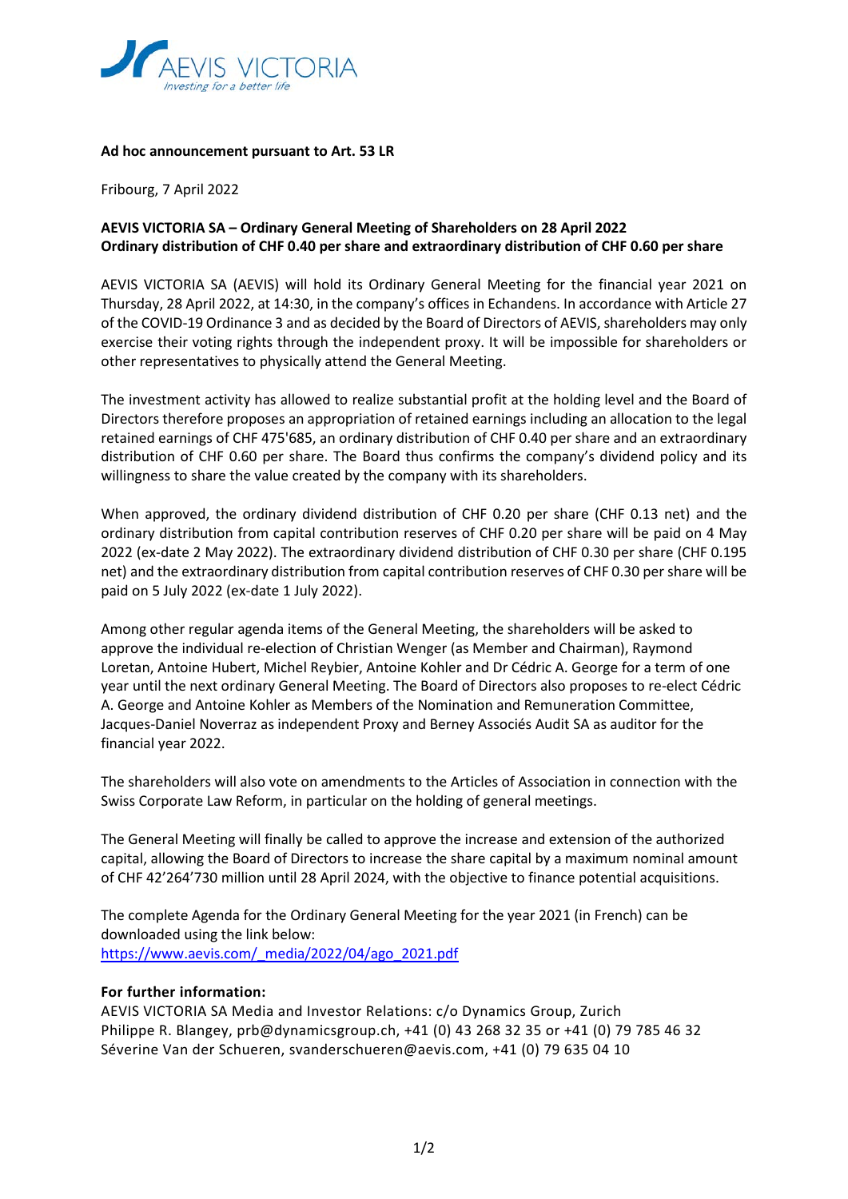**Ad hoc announcement pursuant to Art. 53 LR**

Fribourg, 7 April 2022

**AEVIS VICTORIA SA – Ordinary General Meeting of Shareholders on 28 April 2022**
**Ordinary distribution of CHF 0.40 per share and extraordinary distribution of CHF 0.60 per share**

AEVIS VICTORIA SA (AEVIS) will hold its Ordinary General Meeting for the financial year 2021 on Thursday, 28 April 2022, at 14:30, in the company's offices in Echandens. In accordance with Article 27 of the COVID-19 Ordinance 3 and as decided by the Board of Directors of AEVIS, shareholders may only exercise their voting rights through the independent proxy. It will be impossible for shareholders or other representatives to physically attend the General Meeting.

The investment activity has allowed to realize substantial profit at the holding level and the Board of Directors therefore proposes an appropriation of retained earnings including an allocation to the legal retained earnings of CHF 475'685, an ordinary distribution of CHF 0.40 per share and an extraordinary distribution of CHF 0.60 per share. The Board thus confirms the company's dividend policy and its willingness to share the value created by the company with its shareholders.

When approved, the ordinary dividend distribution of CHF 0.20 per share (CHF 0.13 net) and the ordinary distribution from capital contribution reserves of CHF 0.20 per share will be paid on 4 May 2022 (ex-date 2 May 2022). The extraordinary dividend distribution of CHF 0.30 per share (CHF 0.195 net) and the extraordinary distribution from capital contribution reserves of CHF 0.30 per share will be paid on 5 July 2022 (ex-date 1 July 2022).

Among other regular agenda items of the General Meeting, the shareholders will be asked to approve the individual re-election of Christian Wenger (as Member and Chairman), Raymond Loretan, Antoine Hubert, Michel Reybier, Antoine Kohler and Dr Cédric A. George for a term of one year until the next ordinary General Meeting. The Board of Directors also proposes to re-elect Cédric A. George and Antoine Kohler as Members of the Nomination and Remuneration Committee, Jacques-Daniel Noverraz as independent Proxy and Berney Associés Audit SA as auditor for the financial year 2022.

The shareholders will also vote on amendments to the Articles of Association in connection with the Swiss Corporate Law Reform, in particular on the holding of general meetings.

The General Meeting will finally be called to approve the increase and extension of the authorized capital, allowing the Board of Directors to increase the share capital by a maximum nominal amount of CHF 42'264'730 million until 28 April 2024, with the objective to finance potential acquisitions.

The complete Agenda for the Ordinary General Meeting for the year 2021 (in French) can be downloaded using the link below:
https://www.aevis.com/_media/2022/04/ago_2021.pdf

**For further information:**
AEVIS VICTORIA SA Media and Investor Relations: c/o Dynamics Group, Zurich
Philippe R. Blangey, prb@dynamicsgroup.ch, +41 (0) 43 268 32 35 or +41 (0) 79 785 46 32
Séverine Van der Schueren, svanderschueren@aevis.com, +41 (0) 79 635 04 10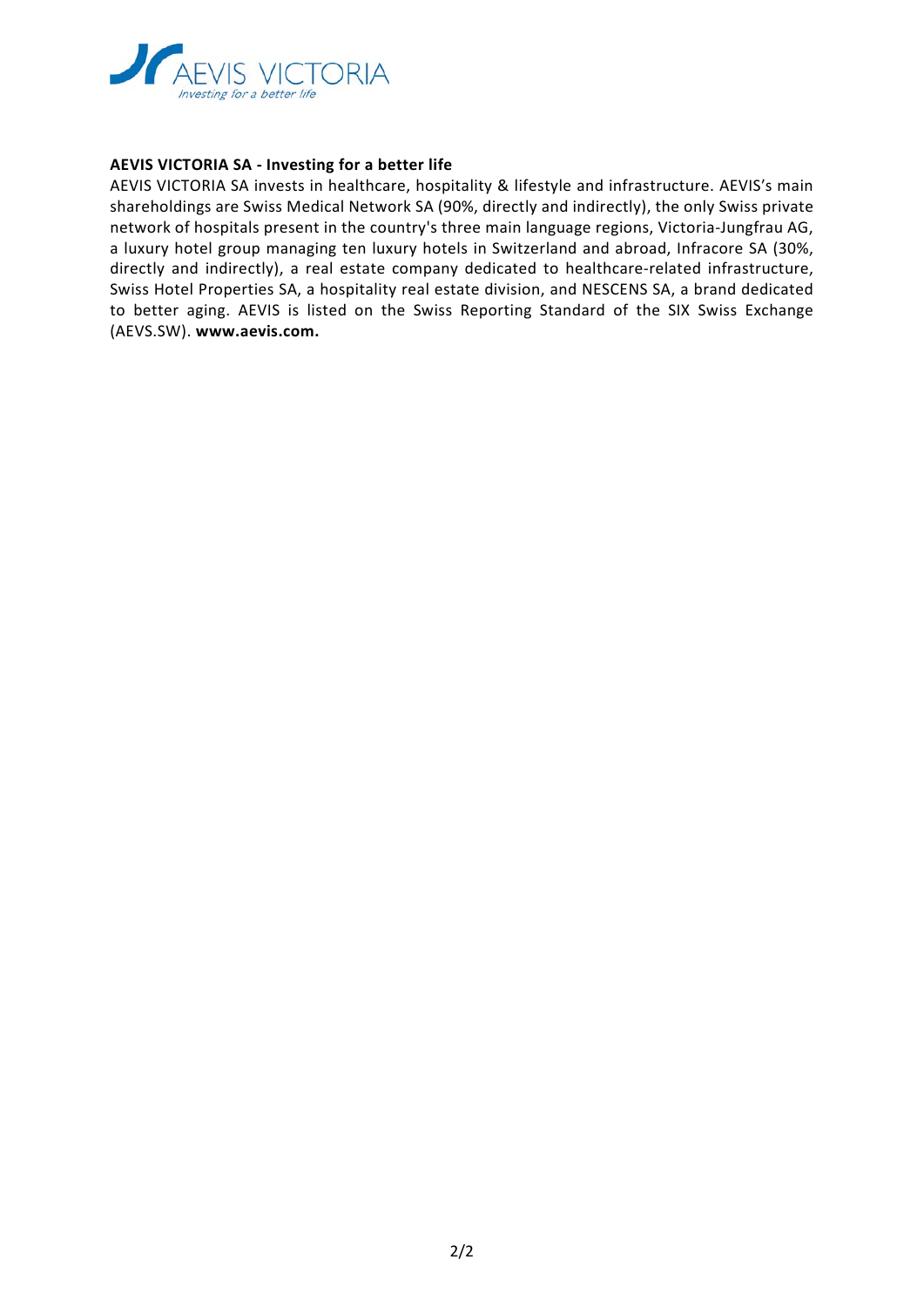**AEVIS VICTORIA SA - Investing for a better life**

AEVIS VICTORIA SA invests in healthcare, hospitality & lifestyle and infrastructure. AEVIS's main shareholdings are Swiss Medical Network SA (90%, directly and indirectly), the only Swiss private network of hospitals present in the country's three main language regions, Victoria-Jungfrau AG, a luxury hotel group managing ten luxury hotels in Switzerland and abroad, Infracore SA (30%, directly and indirectly), a real estate company dedicated to healthcare-related infrastructure, Swiss Hotel Properties SA, a hospitality real estate division, and NESCENS SA, a brand dedicated to better aging. AEVIS is listed on the Swiss Reporting Standard of the SIX Swiss Exchange (AEVS.SW). **www.aevis.com.**